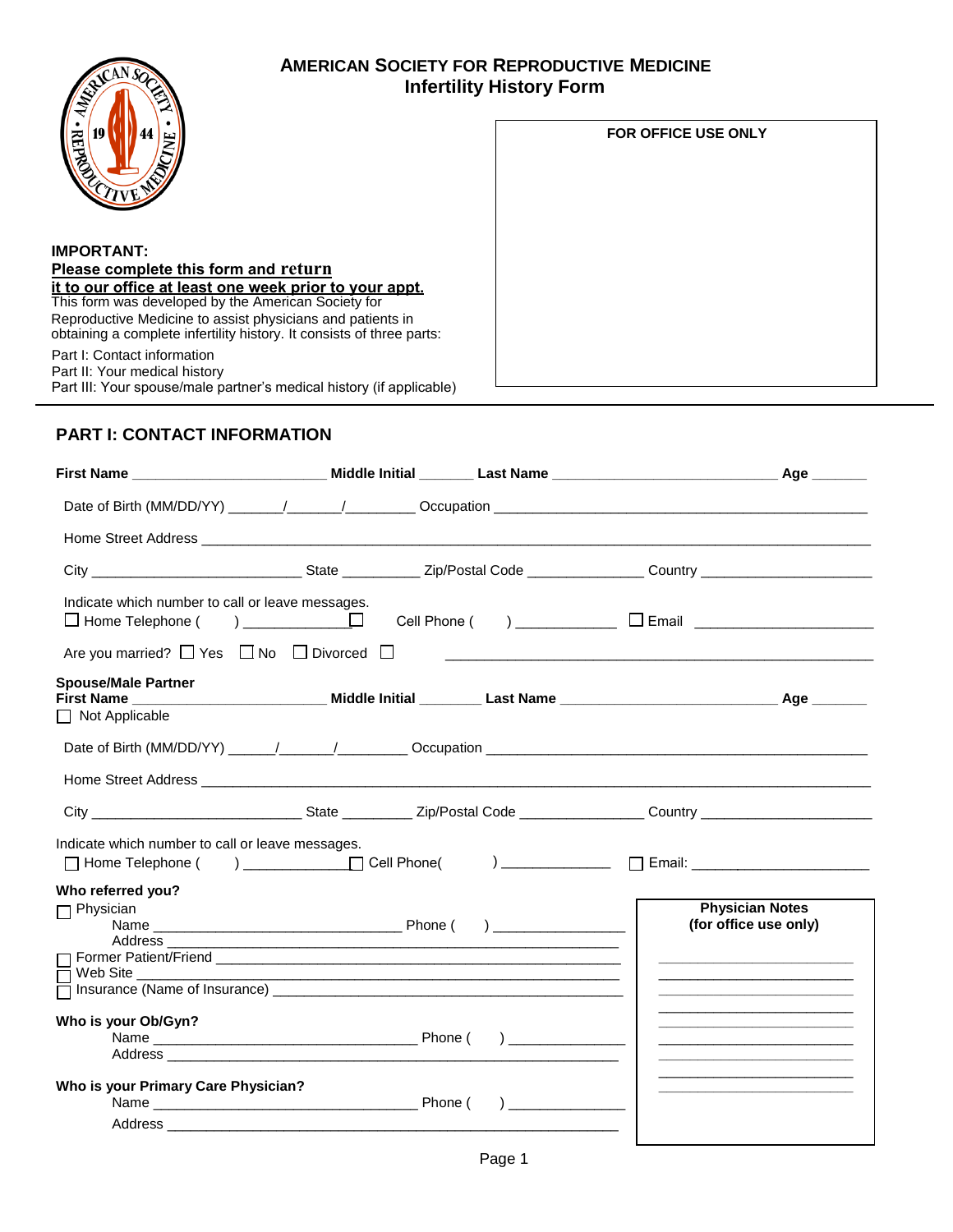# AMERICAN SOCIETY FOR REPRODUCTIVE MEDICINE
## Infertility History Form

**FOR OFFICE USE ONLY**

**IMPORTANT:**
**Please complete this form and return it to our office at least one week prior to your appt.**

This form was developed by the American Society for Reproductive Medicine to assist physicians and patients in obtaining a complete infertility history. It consists of three parts:

Part I: Contact information
Part II: Your medical history
Part III: Your spouse/male partner's medical history (if applicable)

## PART I: CONTACT INFORMATION

**First Name** ________________________ **Middle Initial** _______ **Last Name** ____________________________ **Age** _______

Date of Birth (MM/DD/YY) _______/_______/_________ Occupation ______________________________________________

Home Street Address ______________________________________________________________________________

City ___________________________ State __________ Zip/Postal Code _______________ Country ______________________

Indicate which number to call or leave messages.
☐ Home Telephone ( ) _____________ ☐ Cell Phone ( ) ____________ ☐ Email ______________________

Are you married? ☐ Yes ☐ No ☐ Divorced ☐ ______________________________________________________

**Spouse/Male Partner**
**First Name** ________________________ **Middle Initial** ________ **Last Name** ___________________________ **Age** _______
☐ Not Applicable

Date of Birth (MM/DD/YY) ______/_______/_________ Occupation ______________________________________________

Home Street Address ______________________________________________________________________________

City ___________________________ State _________ Zip/Postal Code ________________ Country ______________________

Indicate which number to call or leave messages.
☐ Home Telephone ( ) _____________ ☐ Cell Phone( ) ______________ ☐ Email: _______________________

**Who referred you?**
☐ Physician
Name _______________________________ Phone ( ) _________________
Address ____________________________________________________________
☐ Former Patient/Friend ____________________________________________________
☐ Web Site ________________________________________________________________
☐ Insurance (Name of Insurance) _____________________________________________

**Who is your Ob/Gyn?**
Name __________________________________ Phone ( ) _______________
Address ____________________________________________________________

**Who is your Primary Care Physician?**
Name __________________________________ Phone ( ) _______________
Address ____________________________________________________________

**Physician Notes**
**(for office use only)**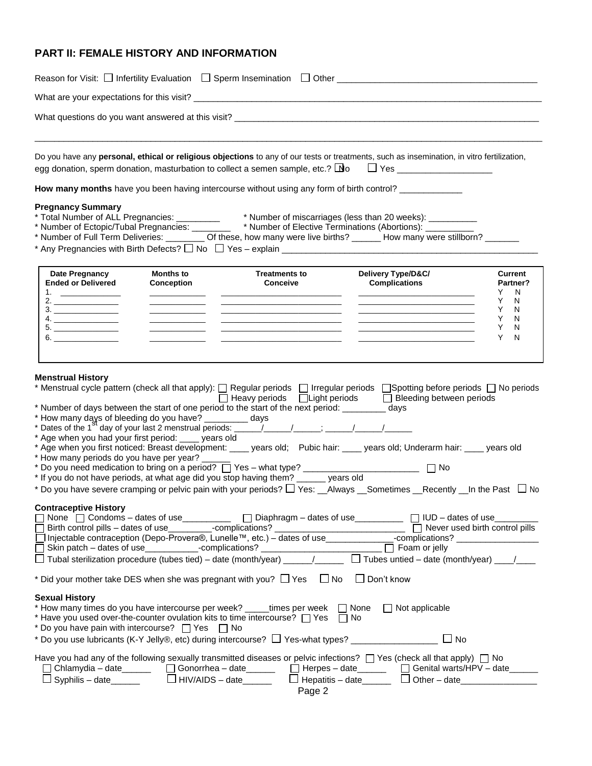## PART II: FEMALE HISTORY AND INFORMATION

Reason for Visit: ☐ Infertility Evaluation ☐ Sperm Insemination ☐ Other ________________________________________

What are your expectations for this visit? ________________________________________________________________

What questions do you want answered at this visit? ___________________________________________________________

______________________________________________________________________________________________

Do you have any **personal, ethical or religious objections** to any of our tests or treatments, such as insemination, in vitro fertilization, egg donation, sperm donation, masturbation to collect a semen sample, etc.? ☐ No ☐ Yes ___________________

**How many months** have you been having intercourse without using any form of birth control? ____________

**Pregnancy Summary**

* Total Number of ALL Pregnancies: _________ * Number of miscarriages (less than 20 weeks): __________
* Number of Ectopic/Tubal Pregnancies: ________ * Number of Elective Terminations (Abortions): __________
* Number of Full Term Deliveries: ________ Of these, how many were live births? ______ How many were stillborn? _______
* Any Pregnancies with Birth Defects? ☐ No ☐ Yes – explain ____________________________________________________

| Date Pregnancy Ended or Delivered | Months to Conception | Treatments to Conceive | Delivery Type/D&C/ Complications | Current Partner? |
|---|---|---|---|---|
| 1. ____________ | ____________ | ________________________ | ________________________ | Y N |
| 2. ____________ | ____________ | ________________________ | ________________________ | Y N |
| 3. ____________ | ____________ | ________________________ | ________________________ | Y N |
| 4. ____________ | ____________ | ________________________ | ________________________ | Y N |
| 5. ____________ | ____________ | ________________________ | ________________________ | Y N |
| 6. ____________ | ____________ | ________________________ | ________________________ | Y N |

**Menstrual History**

* Menstrual cycle pattern (check all that apply): ☐ Regular periods ☐ Irregular periods ☐ Spotting before periods ☐ No periods ☐ Heavy periods ☐ Light periods ☐ Bleeding between periods
* Number of days between the start of one period to the start of the next period: _________ days
* How many days of bleeding do you have? _________ days
* Dates of the 1st day of your last 2 menstrual periods: ______/______/______; ______/______/______
* Age when you had your first period: ____ years old
* Age when you first noticed: Breast development: ____ years old; Pubic hair: ____ years old; Underarm hair: ____ years old
* How many periods do you have per year? ______
* Do you need medication to bring on a period? ☐ Yes – what type? ________________________ ☐ No
* If you do not have periods, at what age did you stop having them? ______ years old
* Do you have severe cramping or pelvic pain with your periods? ☐ Yes: __Always __Sometimes __Recently __In the Past ☐ No

**Contraceptive History**

☐ None ☐ Condoms – dates of use__________ ☐ Diaphragm – dates of use__________ ☐ IUD – dates of use_________
☐ Birth control pills – dates of use_________-complications? __________________________ ☐ Never used birth control pills
☐ Injectable contraception (Depo-Provera®, Lunelle™, etc.) – dates of use______________-complications? _________________
☐ Skin patch – dates of use___________-complications? _________________________ ☐ Foam or jelly
☐ Tubal sterilization procedure (tubes tied) – date (month/year) ______/______ ☐ Tubes untied – date (month/year) ____/____

* Did your mother take DES when she was pregnant with you? ☐ Yes ☐ No ☐ Don't know

**Sexual History**

* How many times do you have intercourse per week? _____times per week ☐ None ☐ Not applicable
* Have you used over-the-counter ovulation kits to time intercourse? ☐ Yes ☐ No
* Do you have pain with intercourse? ☐ Yes ☐ No
* Do you use lubricants (K-Y Jelly®, etc) during intercourse? ☐ Yes-what types? _________________ ☐ No

Have you had any of the following sexually transmitted diseases or pelvic infections? ☐ Yes (check all that apply) ☐ No
☐ Chlamydia – date______ ☐ Gonorrhea – date______ ☐ Herpes – date______ ☐ Genital warts/HPV – date______
☐ Syphilis – date______ ☐ HIV/AIDS – date______ ☐ Hepatitis – date______ ☐ Other – date_______________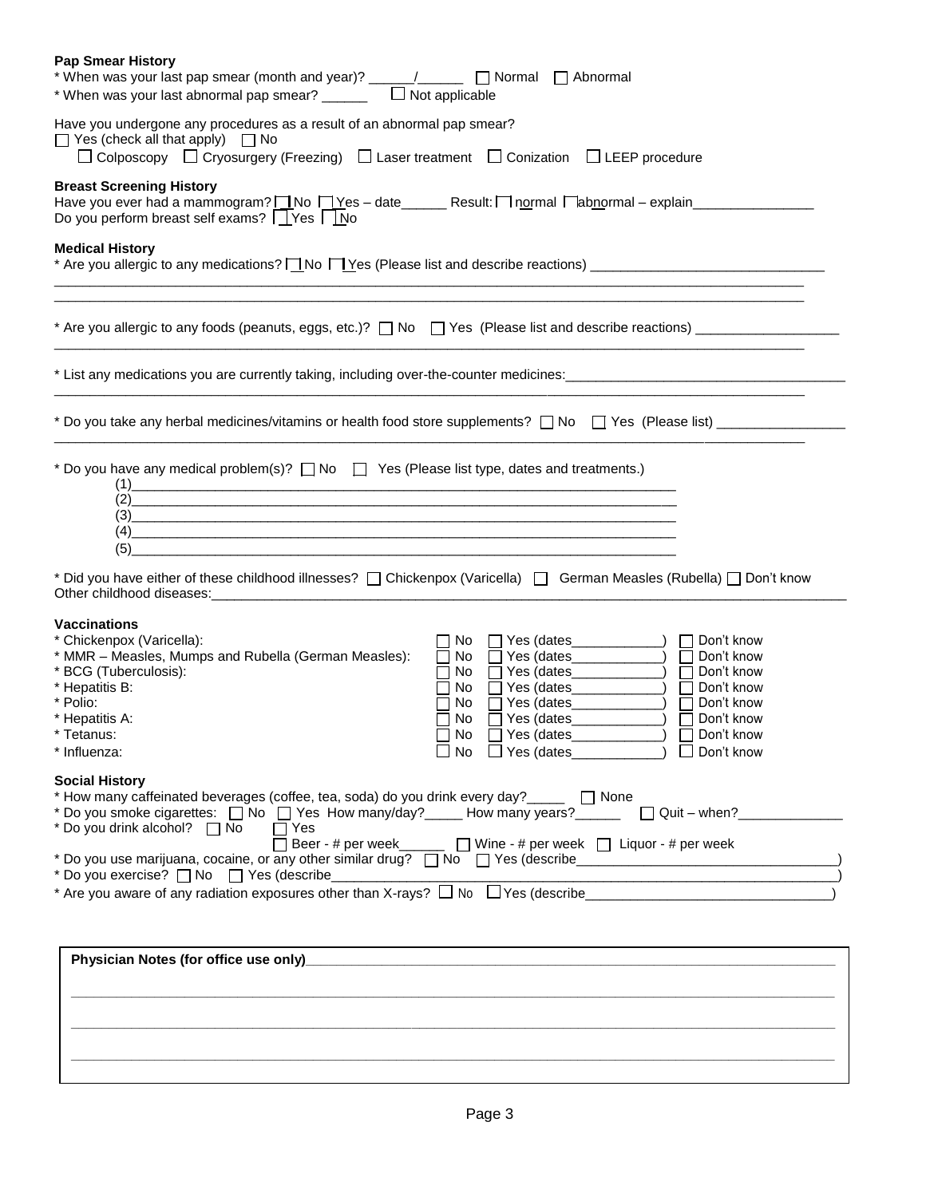**Pap Smear History**

* When was your last pap smear (month and year)? ______/______ ☐ Normal ☐ Abnormal

* When was your last abnormal pap smear? ______ ☐ Not applicable

Have you undergone any procedures as a result of an abnormal pap smear?

☐ Yes (check all that apply) ☐ No

☐ Colposcopy ☐ Cryosurgery (Freezing) ☐ Laser treatment ☐ Conization ☐ LEEP procedure

**Breast Screening History**

Have you ever had a mammogram? ☐ No ☐ Yes – date______ Result: ☐ normal ☐ abnormal – explain________________

Do you perform breast self exams? ☐ Yes ☐ No

**Medical History**

* Are you allergic to any medications? ☐ No ☐ Yes (Please list and describe reactions) ______________________________

_____________________________________________________________________________________________

_____________________________________________________________________________________________

* Are you allergic to any foods (peanuts, eggs, etc.)? ☐ No ☐ Yes (Please list and describe reactions) __________________

_____________________________________________________________________________________________

* List any medications you are currently taking, including over-the-counter medicines:____________________________________

_____________________________________________________________________________________________

* Do you take any herbal medicines/vitamins or health food store supplements? ☐ No ☐ Yes (Please list) ________________

_____________________________________________________________________________________________

* Do you have any medical problem(s)? ☐ No ☐ Yes (Please list type, dates and treatments.)

(1)_________________________________________________________________________

(2)_________________________________________________________________________

(3)_________________________________________________________________________

(4)_________________________________________________________________________

(5)_________________________________________________________________________

* Did you have either of these childhood illnesses? ☐ Chickenpox (Varicella) ☐ German Measles (Rubella) ☐ Don't know

Other childhood diseases:_________________________________________________________________________________

**Vaccinations**

| Vaccine | | | |
|---|---|---|---|
| * Chickenpox (Varicella): | ☐ No | ☐ Yes (dates___________) | ☐ Don't know |
| * MMR – Measles, Mumps and Rubella (German Measles): | ☐ No | ☐ Yes (dates___________) | ☐ Don't know |
| * BCG (Tuberculosis): | ☐ No | ☐ Yes (dates___________) | ☐ Don't know |
| * Hepatitis B: | ☐ No | ☐ Yes (dates___________) | ☐ Don't know |
| * Polio: | ☐ No | ☐ Yes (dates___________) | ☐ Don't know |
| * Hepatitis A: | ☐ No | ☐ Yes (dates___________) | ☐ Don't know |
| * Tetanus: | ☐ No | ☐ Yes (dates___________) | ☐ Don't know |
| * Influenza: | ☐ No | ☐ Yes (dates___________) | ☐ Don't know |

**Social History**

* How many caffeinated beverages (coffee, tea, soda) do you drink every day?_____ ☐ None

* Do you smoke cigarettes: ☐ No ☐ Yes How many/day?_____ How many years?______ ☐ Quit – when?_____________

* Do you drink alcohol? ☐ No ☐ Yes

☐ Beer - # per week______ ☐ Wine - # per week ☐ Liquor - # per week

* Do you use marijuana, cocaine, or any other similar drug? ☐ No ☐ Yes (describe_________________________________)

* Do you exercise? ☐ No ☐ Yes (describe_____________________________________________________________)

* Are you aware of any radiation exposures other than X-rays? ☐ No ☐ Yes (describe______________________________)

**Physician Notes (for office use only)**_____________________________________________________________

_____________________________________________________________________________________________

_____________________________________________________________________________________________

_____________________________________________________________________________________________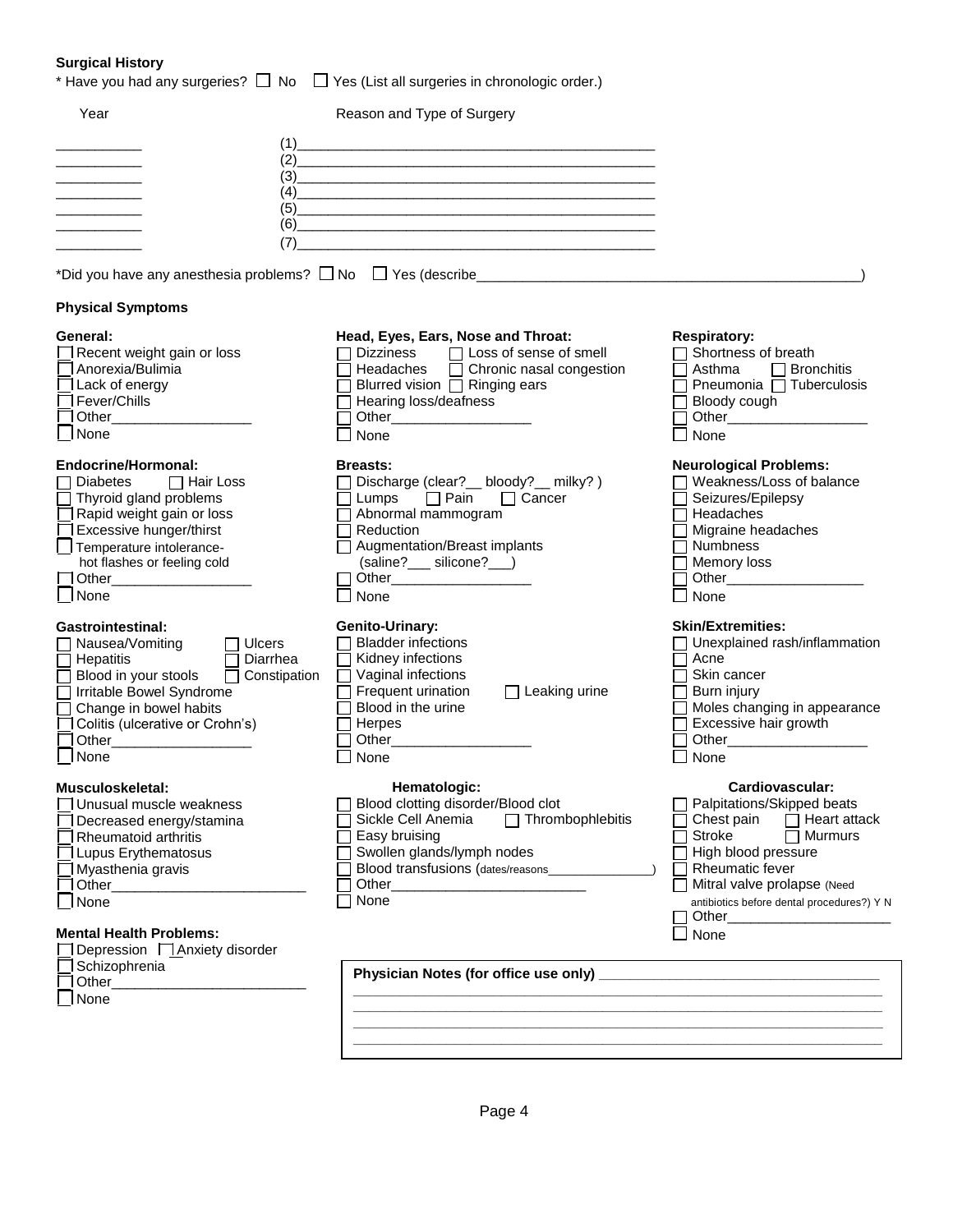**Surgical History**

* Have you had any surgeries? ☐ No ☐ Yes (List all surgeries in chronologic order.)

| Year | Reason and Type of Surgery |
|---|---|
| ___________ | (1)_______________________________________________ |
| ___________ | (2)_______________________________________________ |
| ___________ | (3)_______________________________________________ |
| ___________ | (4)_______________________________________________ |
| ___________ | (5)_______________________________________________ |
| ___________ | (6)_______________________________________________ |
| ___________ | (7)_______________________________________________ |

*Did you have any anesthesia problems? ☐ No ☐ Yes (describe___________________________________________________)

**Physical Symptoms**

**General:**
- ☐ Recent weight gain or loss
- ☐ Anorexia/Bulimia
- ☐ Lack of energy
- ☐ Fever/Chills
- ☐ Other__________________
- ☐ None

**Head, Eyes, Ears, Nose and Throat:**
- ☐ Dizziness ☐ Loss of sense of smell
- ☐ Headaches ☐ Chronic nasal congestion
- ☐ Blurred vision ☐ Ringing ears
- ☐ Hearing loss/deafness
- ☐ Other__________________
- ☐ None

**Respiratory:**
- ☐ Shortness of breath
- ☐ Asthma ☐ Bronchitis
- ☐ Pneumonia ☐ Tuberculosis
- ☐ Bloody cough
- ☐ Other__________________
- ☐ None

**Endocrine/Hormonal:**
- ☐ Diabetes ☐ Hair Loss
- ☐ Thyroid gland problems
- ☐ Rapid weight gain or loss
- ☐ Excessive hunger/thirst
- ☐ Temperature intolerance- hot flashes or feeling cold
- ☐ Other__________________
- ☐ None

**Breasts:**
- ☐ Discharge (clear?__ bloody?__ milky? )
- ☐ Lumps ☐ Pain ☐ Cancer
- ☐ Abnormal mammogram
- ☐ Reduction
- ☐ Augmentation/Breast implants (saline?___ silicone?___)
- ☐ Other__________________
- ☐ None

**Neurological Problems:**
- ☐ Weakness/Loss of balance
- ☐ Seizures/Epilepsy
- ☐ Headaches
- ☐ Migraine headaches
- ☐ Numbness
- ☐ Memory loss
- ☐ Other__________________
- ☐ None

**Gastrointestinal:**
- ☐ Nausea/Vomiting ☐ Ulcers
- ☐ Hepatitis ☐ Diarrhea
- ☐ Blood in your stools ☐ Constipation
- ☐ Irritable Bowel Syndrome
- ☐ Change in bowel habits
- ☐ Colitis (ulcerative or Crohn's)
- ☐ Other__________________
- ☐ None

**Genito-Urinary:**
- ☐ Bladder infections
- ☐ Kidney infections
- ☐ Vaginal infections
- ☐ Frequent urination ☐ Leaking urine
- ☐ Blood in the urine
- ☐ Herpes
- ☐ Other__________________
- ☐ None

**Skin/Extremities:**
- ☐ Unexplained rash/inflammation
- ☐ Acne
- ☐ Skin cancer
- ☐ Burn injury
- ☐ Moles changing in appearance
- ☐ Excessive hair growth
- ☐ Other__________________
- ☐ None

**Musculoskeletal:**
- ☐ Unusual muscle weakness
- ☐ Decreased energy/stamina
- ☐ Rheumatoid arthritis
- ☐ Lupus Erythematosus
- ☐ Myasthenia gravis
- ☐ Other_________________________
- ☐ None

**Hematologic:**
- ☐ Blood clotting disorder/Blood clot
- ☐ Sickle Cell Anemia ☐ Thrombophlebitis
- ☐ Easy bruising
- ☐ Swollen glands/lymph nodes
- ☐ Blood transfusions (dates/reasons______________)
- ☐ Other_________________________
- ☐ None

**Cardiovascular:**
- ☐ Palpitations/Skipped beats
- ☐ Chest pain ☐ Heart attack
- ☐ Stroke ☐ Murmurs
- ☐ High blood pressure
- ☐ Rheumatic fever
- ☐ Mitral valve prolapse (Need antibiotics before dental procedures?) Y N
- ☐ Other_____________________
- ☐ None

**Mental Health Problems:**
- ☐ Depression ☐ Anxiety disorder
- ☐ Schizophrenia
- ☐ Other_________________________
- ☐ None

**Physician Notes (for office use only)** ___________________________________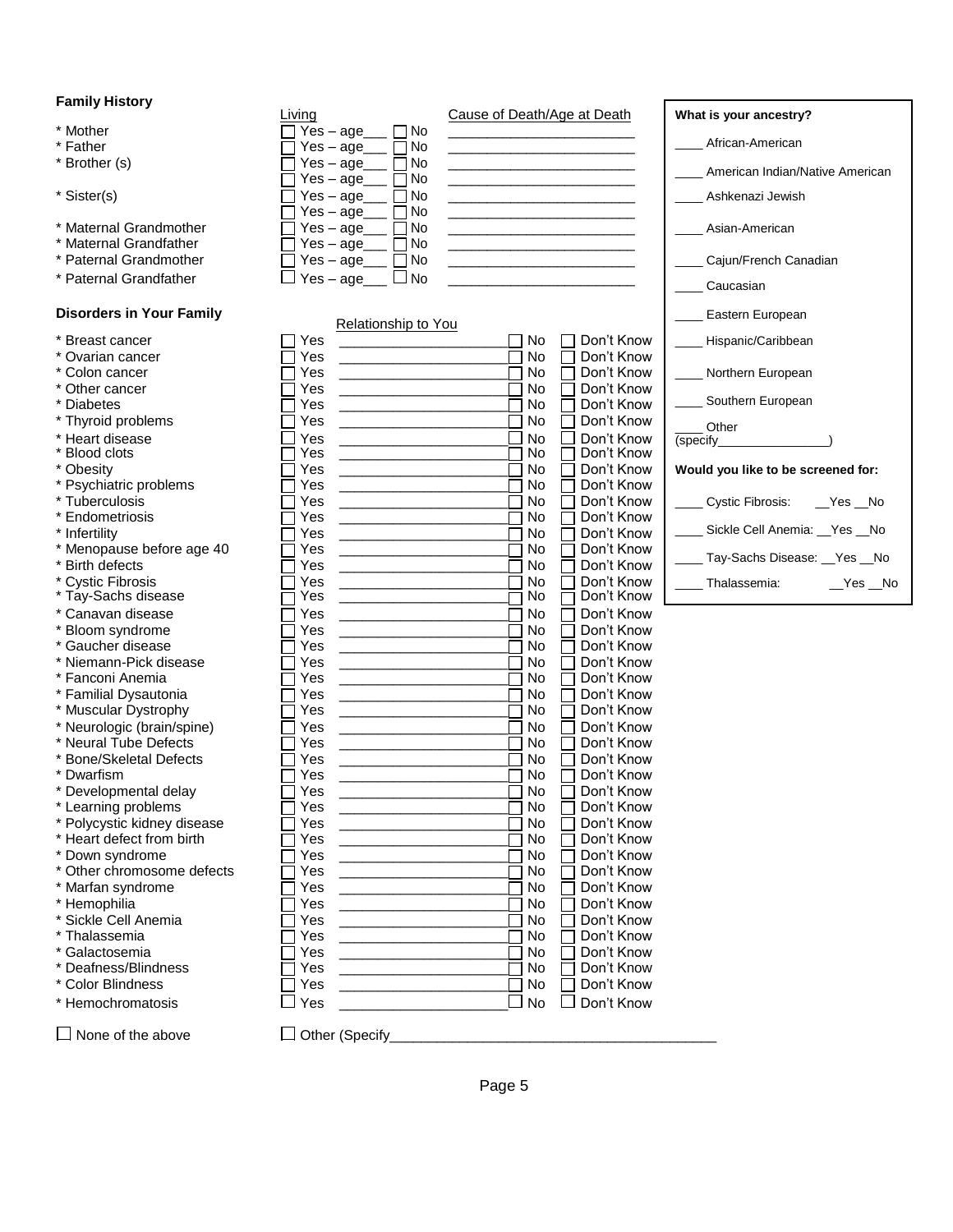## Family History

| | Living | | Cause of Death/Age at Death |
|---|---|---|---|
| * Mother | ☐ Yes – age___ | ☐ No | ________________________ |
| * Father | ☐ Yes – age___ | ☐ No | ________________________ |
| * Brother (s) | ☐ Yes – age___ | ☐ No | ________________________ |
| | ☐ Yes – age___ | ☐ No | ________________________ |
| * Sister(s) | ☐ Yes – age___ | ☐ No | ________________________ |
| | ☐ Yes – age___ | ☐ No | ________________________ |
| * Maternal Grandmother | ☐ Yes – age___ | ☐ No | ________________________ |
| * Maternal Grandfather | ☐ Yes – age___ | ☐ No | ________________________ |
| * Paternal Grandmother | ☐ Yes – age___ | ☐ No | ________________________ |
| * Paternal Grandfather | ☐ Yes – age___ | ☐ No | ________________________ |

## Disorders in Your Family

| | | Relationship to You | | |
|---|---|---|---|---|
| * Breast cancer | ☐ Yes | ____________________ | ☐ No | ☐ Don't Know |
| * Ovarian cancer | ☐ Yes | ____________________ | ☐ No | ☐ Don't Know |
| * Colon cancer | ☐ Yes | ____________________ | ☐ No | ☐ Don't Know |
| * Other cancer | ☐ Yes | ____________________ | ☐ No | ☐ Don't Know |
| * Diabetes | ☐ Yes | ____________________ | ☐ No | ☐ Don't Know |
| * Thyroid problems | ☐ Yes | ____________________ | ☐ No | ☐ Don't Know |
| * Heart disease | ☐ Yes | ____________________ | ☐ No | ☐ Don't Know |
| * Blood clots | ☐ Yes | ____________________ | ☐ No | ☐ Don't Know |
| * Obesity | ☐ Yes | ____________________ | ☐ No | ☐ Don't Know |
| * Psychiatric problems | ☐ Yes | ____________________ | ☐ No | ☐ Don't Know |
| * Tuberculosis | ☐ Yes | ____________________ | ☐ No | ☐ Don't Know |
| * Endometriosis | ☐ Yes | ____________________ | ☐ No | ☐ Don't Know |
| * Infertility | ☐ Yes | ____________________ | ☐ No | ☐ Don't Know |
| * Menopause before age 40 | ☐ Yes | ____________________ | ☐ No | ☐ Don't Know |
| * Birth defects | ☐ Yes | ____________________ | ☐ No | ☐ Don't Know |
| * Cystic Fibrosis | ☐ Yes | ____________________ | ☐ No | ☐ Don't Know |
| * Tay-Sachs disease | ☐ Yes | ____________________ | ☐ No | ☐ Don't Know |
| * Canavan disease | ☐ Yes | ____________________ | ☐ No | ☐ Don't Know |
| * Bloom syndrome | ☐ Yes | ____________________ | ☐ No | ☐ Don't Know |
| * Gaucher disease | ☐ Yes | ____________________ | ☐ No | ☐ Don't Know |
| * Niemann-Pick disease | ☐ Yes | ____________________ | ☐ No | ☐ Don't Know |
| * Fanconi Anemia | ☐ Yes | ____________________ | ☐ No | ☐ Don't Know |
| * Familial Dysautonia | ☐ Yes | ____________________ | ☐ No | ☐ Don't Know |
| * Muscular Dystrophy | ☐ Yes | ____________________ | ☐ No | ☐ Don't Know |
| * Neurologic (brain/spine) | ☐ Yes | ____________________ | ☐ No | ☐ Don't Know |
| * Neural Tube Defects | ☐ Yes | ____________________ | ☐ No | ☐ Don't Know |
| * Bone/Skeletal Defects | ☐ Yes | ____________________ | ☐ No | ☐ Don't Know |
| * Dwarfism | ☐ Yes | ____________________ | ☐ No | ☐ Don't Know |
| * Developmental delay | ☐ Yes | ____________________ | ☐ No | ☐ Don't Know |
| * Learning problems | ☐ Yes | ____________________ | ☐ No | ☐ Don't Know |
| * Polycystic kidney disease | ☐ Yes | ____________________ | ☐ No | ☐ Don't Know |
| * Heart defect from birth | ☐ Yes | ____________________ | ☐ No | ☐ Don't Know |
| * Down syndrome | ☐ Yes | ____________________ | ☐ No | ☐ Don't Know |
| * Other chromosome defects | ☐ Yes | ____________________ | ☐ No | ☐ Don't Know |
| * Marfan syndrome | ☐ Yes | ____________________ | ☐ No | ☐ Don't Know |
| * Hemophilia | ☐ Yes | ____________________ | ☐ No | ☐ Don't Know |
| * Sickle Cell Anemia | ☐ Yes | ____________________ | ☐ No | ☐ Don't Know |
| * Thalassemia | ☐ Yes | ____________________ | ☐ No | ☐ Don't Know |
| * Galactosemia | ☐ Yes | ____________________ | ☐ No | ☐ Don't Know |
| * Deafness/Blindness | ☐ Yes | ____________________ | ☐ No | ☐ Don't Know |
| * Color Blindness | ☐ Yes | ____________________ | ☐ No | ☐ Don't Know |
| * Hemochromatosis | ☐ Yes | ____________________ | ☐ No | ☐ Don't Know |

☐ None of the above ☐ Other (Specify________________________________________

**What is your ancestry?**

____ African-American

____ American Indian/Native American

____ Ashkenazi Jewish

____ Asian-American

____ Cajun/French Canadian

____ Caucasian

____ Eastern European

____ Hispanic/Caribbean

____ Northern European

____ Southern European

____ Other (specify________________)

**Would you like to be screened for:**

____ Cystic Fibrosis: __Yes __No

____ Sickle Cell Anemia: __Yes __No

____ Tay-Sachs Disease: __Yes __No

____ Thalassemia: __Yes __No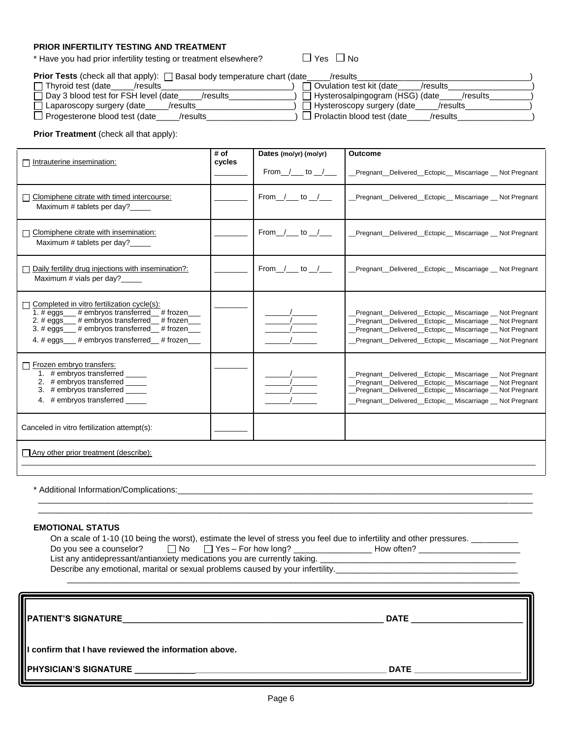### PRIOR INFERTILITY TESTING AND TREATMENT

* Have you had prior infertility testing or treatment elsewhere? ☐ Yes ☐ No

**Prior Tests** (check all that apply): ☐ Basal body temperature chart (date_____/results_________________________________)
☐ Thyroid test (date_____/results___________________________) ☐ Ovulation test kit (date_____/results_________________)
☐ Day 3 blood test for FSH level (date_____/results_____________) ☐ Hysterosalpingogram (HSG) (date_____/results_________)
☐ Laparoscopy surgery (date_____/results____________________) ☐ Hysteroscopy surgery (date_____/results_____________)
☐ Progesterone blood test (date_____/results__________________) ☐ Prolactin blood test (date_____/results_______________)

**Prior Treatment** (check all that apply):

| | # of cycles | Dates (mo/yr) (mo/yr) | Outcome |
|---|---|---|---|
| ☐ Intrauterine insemination: | ________ | From__/___ to __/___ | __Pregnant__Delivered__Ectopic__ Miscarriage __ Not Pregnant |
| ☐ Clomiphene citrate with timed intercourse: Maximum # tablets per day?_____ | ________ | From__/___ to __/___ | __Pregnant__Delivered__Ectopic__ Miscarriage __ Not Pregnant |
| ☐ Clomiphene citrate with insemination: Maximum # tablets per day?_____ | ________ | From__/___ to __/___ | __Pregnant__Delivered__Ectopic__ Miscarriage __ Not Pregnant |
| ☐ Daily fertility drug injections with insemination?: Maximum # vials per day?_____ | ________ | From__/___ to __/___ | __Pregnant__Delivered__Ectopic__ Miscarriage __ Not Pregnant |
| ☐ Completed in vitro fertilization cycle(s):<br>1. # eggs___ # embryos transferred__ # frozen___<br>2. # eggs___ # embryos transferred__ # frozen___<br>3. # eggs___ # embryos transferred__ # frozen___<br>4. # eggs___ # embryos transferred__ # frozen___ | ________ | ______/______<br>______/______<br>______/______<br>______/______ | __Pregnant__Delivered__Ectopic__ Miscarriage __ Not Pregnant<br>__Pregnant__Delivered__Ectopic__ Miscarriage __ Not Pregnant<br>__Pregnant__Delivered__Ectopic__ Miscarriage __ Not Pregnant<br>__Pregnant__Delivered__Ectopic__ Miscarriage __ Not Pregnant |
| ☐ Frozen embryo transfers:<br>1. # embryos transferred _____<br>2. # embryos transferred _____<br>3. # embryos transferred _____<br>4. # embryos transferred _____ | ________ | ______/______<br>______/______<br>______/______<br>______/______ | __Pregnant__Delivered__Ectopic__ Miscarriage __ Not Pregnant<br>__Pregnant__Delivered__Ectopic__ Miscarriage __ Not Pregnant<br>__Pregnant__Delivered__Ectopic__ Miscarriage __ Not Pregnant<br>__Pregnant__Delivered__Ectopic__ Miscarriage __ Not Pregnant |
| Canceled in vitro fertilization attempt(s): | ________ | | |
| ☐ Any other prior treatment (describe): ______________________________________________ | | | |

* Additional Information/Complications:_____________________________________________________________________
_____________________________________________________________________________________________
_____________________________________________________________________________________________

### EMOTIONAL STATUS

On a scale of 1-10 (10 being the worst), estimate the level of stress you feel due to infertility and other pressures. _________
Do you see a counselor? ☐ No ☐ Yes – For how long? ________________ How often? _____________________
List any antidepressant/antianxiety medications you are currently taking. ________________________________________
Describe any emotional, marital or sexual problems caused by your infertility._____________________________________
_____________________________________________________________________________________________

**PATIENT'S SIGNATURE**_____________________________________________________ **DATE** ______________________

**I confirm that I have reviewed the information above.**

**PHYSICIAN'S SIGNATURE** _____________________________________________________ **DATE** ______________________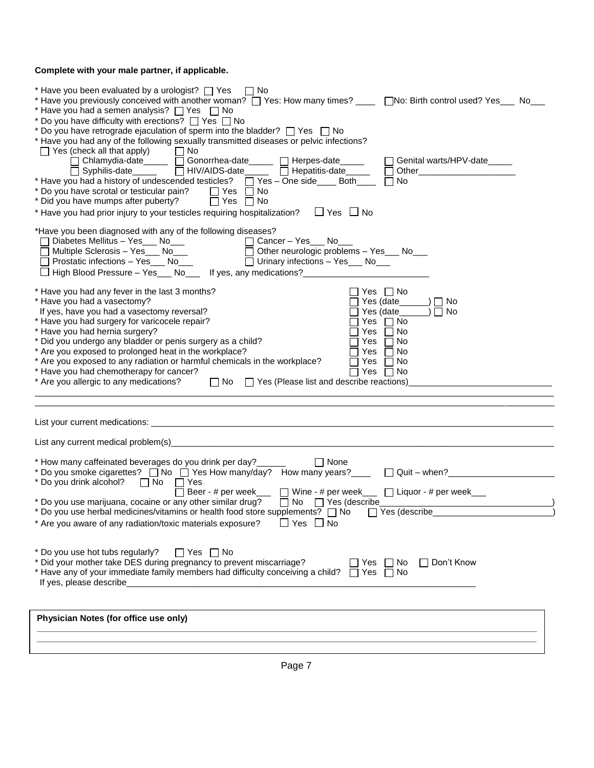**Complete with your male partner, if applicable.**

* Have you been evaluated by a urologist? ☐ Yes ☐ No
* Have you previously conceived with another woman? ☐ Yes: How many times? ____ ☐No: Birth control used? Yes___ No___
* Have you had a semen analysis? ☐ Yes ☐ No
* Do you have difficulty with erections? ☐ Yes ☐ No
* Do you have retrograde ejaculation of sperm into the bladder? ☐ Yes ☐ No
* Have you had any of the following sexually transmitted diseases or pelvic infections?
  ☐ Yes (check all that apply) ☐ No
  ☐ Chlamydia-date_____ ☐ Gonorrhea-date_____ ☐ Herpes-date_____ ☐ Genital warts/HPV-date_____
  ☐ Syphilis-date_____ ☐ HIV/AIDS-date_____ ☐ Hepatitis-date_____ ☐ Other____________________
* Have you had a history of undescended testicles? ☐ Yes – One side____ Both____ ☐ No
* Do you have scrotal or testicular pain? ☐ Yes ☐ No
* Did you have mumps after puberty? ☐ Yes ☐ No
* Have you had prior injury to your testicles requiring hospitalization? ☐ Yes ☐ No

*Have you been diagnosed with any of the following diseases?
☐ Diabetes Mellitus – Yes___ No___ ☐ Cancer – Yes___ No___
☐ Multiple Sclerosis – Yes___ No___ ☐ Other neurologic problems – Yes___ No___
☐ Prostatic infections – Yes___ No___ ☐ Urinary infections – Yes___ No___
☐ High Blood Pressure – Yes___ No___ If yes, any medications?__________________________

* Have you had any fever in the last 3 months? ☐ Yes ☐ No
* Have you had a vasectomy? ☐ Yes (date______) ☐ No
  If yes, have you had a vasectomy reversal? ☐ Yes (date______) ☐ No
* Have you had surgery for varicocele repair? ☐ Yes ☐ No
* Have you had hernia surgery? ☐ Yes ☐ No
* Did you undergo any bladder or penis surgery as a child? ☐ Yes ☐ No
* Are you exposed to prolonged heat in the workplace? ☐ Yes ☐ No
* Are you exposed to any radiation or harmful chemicals in the workplace? ☐ Yes ☐ No
* Have you had chemotherapy for cancer? ☐ Yes ☐ No
* Are you allergic to any medications? ☐ No ☐ Yes (Please list and describe reactions)_____________________________

______________________________________________________________________________________________
______________________________________________________________________________________________

List your current medications: _________________________________________________________________________________

List any current medical problem(s)______________________________________________________________________________

* How many caffeinated beverages do you drink per day?______ ☐ None
* Do you smoke cigarettes? ☐ No ☐ Yes How many/day? How many years?____ ☐ Quit – when?______________________
* Do you drink alcohol? ☐ No ☐ Yes
  ☐ Beer - # per week___ ☐ Wine - # per week___ ☐ Liquor - # per week___
* Do you use marijuana, cocaine or any other similar drug? ☐ No ☐ Yes (describe__________________________________)
* Do you use herbal medicines/vitamins or health food store supplements? ☐ No ☐ Yes (describe__________________________)
* Are you aware of any radiation/toxic materials exposure? ☐ Yes ☐ No

* Do you use hot tubs regularly? ☐ Yes ☐ No
* Did your mother take DES during pregnancy to prevent miscarriage? ☐ Yes ☐ No ☐ Don't Know
* Have any of your immediate family members had difficulty conceiving a child? ☐ Yes ☐ No
  If yes, please describe___________________________________________________________________________

**Physician Notes (for office use only)**

______________________________________________________________________________________________
______________________________________________________________________________________________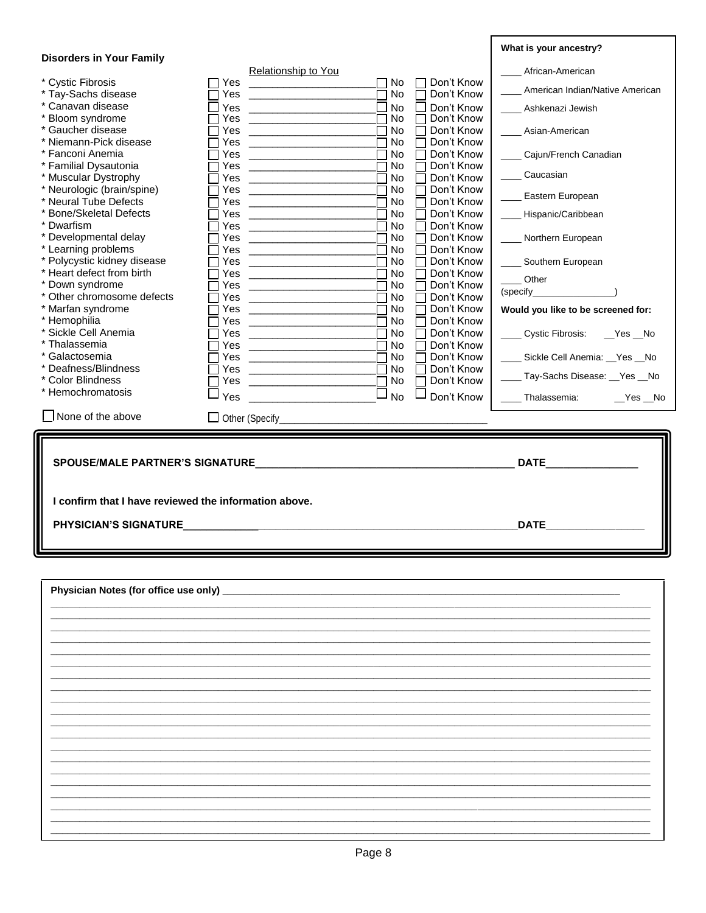## Disorders in Your Family

| | | Relationship to You | | |
|---|---|---|---|---|
| * Cystic Fibrosis | ☐ Yes | ____________________ | ☐ No | ☐ Don't Know |
| * Tay-Sachs disease | ☐ Yes | ____________________ | ☐ No | ☐ Don't Know |
| * Canavan disease | ☐ Yes | ____________________ | ☐ No | ☐ Don't Know |
| * Bloom syndrome | ☐ Yes | ____________________ | ☐ No | ☐ Don't Know |
| * Gaucher disease | ☐ Yes | ____________________ | ☐ No | ☐ Don't Know |
| * Niemann-Pick disease | ☐ Yes | ____________________ | ☐ No | ☐ Don't Know |
| * Fanconi Anemia | ☐ Yes | ____________________ | ☐ No | ☐ Don't Know |
| * Familial Dysautonia | ☐ Yes | ____________________ | ☐ No | ☐ Don't Know |
| * Muscular Dystrophy | ☐ Yes | ____________________ | ☐ No | ☐ Don't Know |
| * Neurologic (brain/spine) | ☐ Yes | ____________________ | ☐ No | ☐ Don't Know |
| * Neural Tube Defects | ☐ Yes | ____________________ | ☐ No | ☐ Don't Know |
| * Bone/Skeletal Defects | ☐ Yes | ____________________ | ☐ No | ☐ Don't Know |
| * Dwarfism | ☐ Yes | ____________________ | ☐ No | ☐ Don't Know |
| * Developmental delay | ☐ Yes | ____________________ | ☐ No | ☐ Don't Know |
| * Learning problems | ☐ Yes | ____________________ | ☐ No | ☐ Don't Know |
| * Polycystic kidney disease | ☐ Yes | ____________________ | ☐ No | ☐ Don't Know |
| * Heart defect from birth | ☐ Yes | ____________________ | ☐ No | ☐ Don't Know |
| * Down syndrome | ☐ Yes | ____________________ | ☐ No | ☐ Don't Know |
| * Other chromosome defects | ☐ Yes | ____________________ | ☐ No | ☐ Don't Know |
| * Marfan syndrome | ☐ Yes | ____________________ | ☐ No | ☐ Don't Know |
| * Hemophilia | ☐ Yes | ____________________ | ☐ No | ☐ Don't Know |
| * Sickle Cell Anemia | ☐ Yes | ____________________ | ☐ No | ☐ Don't Know |
| * Thalassemia | ☐ Yes | ____________________ | ☐ No | ☐ Don't Know |
| * Galactosemia | ☐ Yes | ____________________ | ☐ No | ☐ Don't Know |
| * Deafness/Blindness | ☐ Yes | ____________________ | ☐ No | ☐ Don't Know |
| * Color Blindness | ☐ Yes | ____________________ | ☐ No | ☐ Don't Know |
| * Hemochromatosis | ☐ Yes | ____________________ | ☐ No | ☐ Don't Know |

☐ None of the above ☐ Other (Specify____________________________________

**What is your ancestry?**

____ African-American
____ American Indian/Native American
____ Ashkenazi Jewish
____ Asian-American
____ Cajun/French Canadian
____ Caucasian
____ Eastern European
____ Hispanic/Caribbean
____ Northern European
____ Southern European
____ Other (specify________________)

**Would you like to be screened for:**

____ Cystic Fibrosis: __Yes __No
____ Sickle Cell Anemia: __Yes __No
____ Tay-Sachs Disease: __Yes __No
____ Thalassemia: __Yes __No

**SPOUSE/MALE PARTNER'S SIGNATURE**____________________________________________ **DATE**________________

**I confirm that I have reviewed the information above.**

**PHYSICIAN'S SIGNATURE**____________________________________________ **DATE**________________

**Physician Notes (for office use only)** ____________________________________________________________